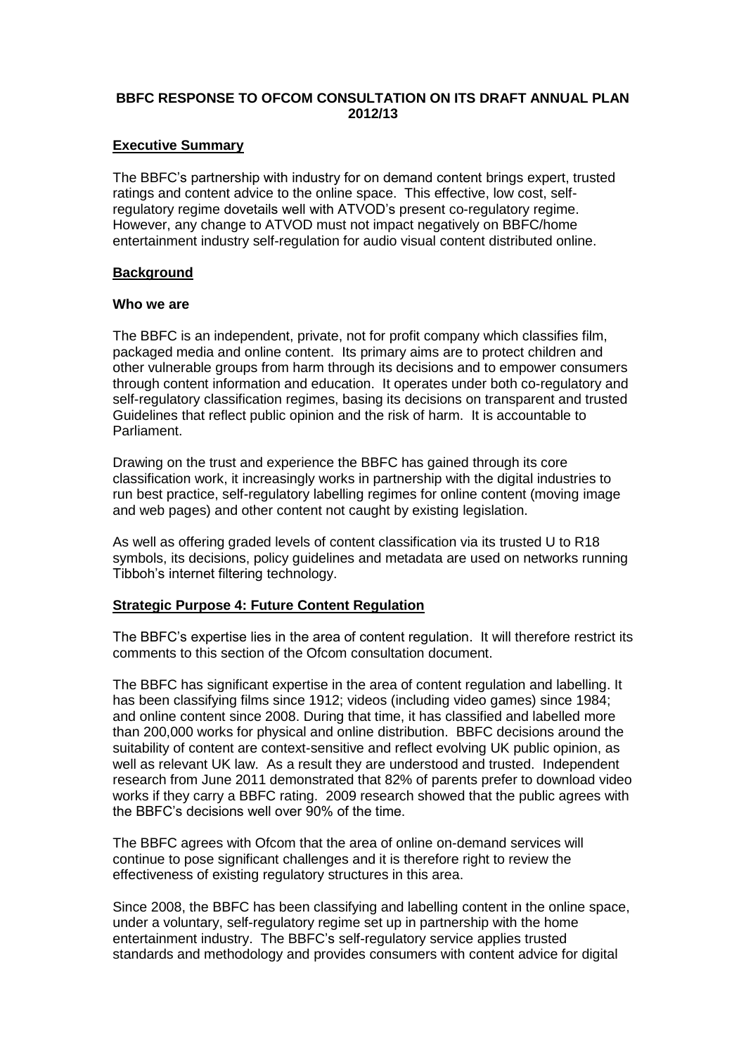# BBFC RESPONSE TO OFCOM CONSULTATION ON ITS DRAFT ANNUAL PLAN 2012/13

## Executive Summary

The BBFC's partnership with industry for on demand content brings expert, trusted ratings and content advice to the online space. This effective, low cost, self-regulatory regime dovetails well with ATVOD's present co-regulatory regime. However, any change to ATVOD must not impact negatively on BBFC/home entertainment industry self-regulation for audio visual content distributed online.

## Background

### Who we are

The BBFC is an independent, private, not for profit company which classifies film, packaged media and online content. Its primary aims are to protect children and other vulnerable groups from harm through its decisions and to empower consumers through content information and education. It operates under both co-regulatory and self-regulatory classification regimes, basing its decisions on transparent and trusted Guidelines that reflect public opinion and the risk of harm. It is accountable to Parliament.

Drawing on the trust and experience the BBFC has gained through its core classification work, it increasingly works in partnership with the digital industries to run best practice, self-regulatory labelling regimes for online content (moving image and web pages) and other content not caught by existing legislation.

As well as offering graded levels of content classification via its trusted U to R18 symbols, its decisions, policy guidelines and metadata are used on networks running Tibboh's internet filtering technology.

## Strategic Purpose 4: Future Content Regulation

The BBFC's expertise lies in the area of content regulation. It will therefore restrict its comments to this section of the Ofcom consultation document.

The BBFC has significant expertise in the area of content regulation and labelling. It has been classifying films since 1912; videos (including video games) since 1984; and online content since 2008. During that time, it has classified and labelled more than 200,000 works for physical and online distribution. BBFC decisions around the suitability of content are context-sensitive and reflect evolving UK public opinion, as well as relevant UK law. As a result they are understood and trusted. Independent research from June 2011 demonstrated that 82% of parents prefer to download video works if they carry a BBFC rating. 2009 research showed that the public agrees with the BBFC's decisions well over 90% of the time.

The BBFC agrees with Ofcom that the area of online on-demand services will continue to pose significant challenges and it is therefore right to review the effectiveness of existing regulatory structures in this area.

Since 2008, the BBFC has been classifying and labelling content in the online space, under a voluntary, self-regulatory regime set up in partnership with the home entertainment industry. The BBFC's self-regulatory service applies trusted standards and methodology and provides consumers with content advice for digital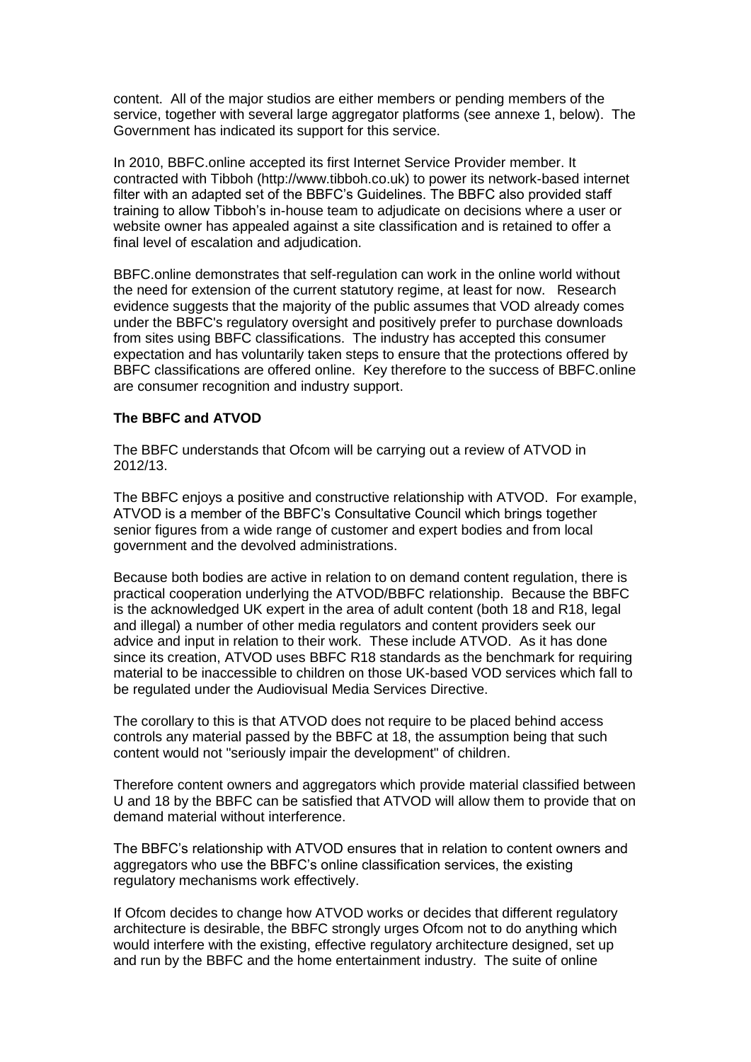content. All of the major studios are either members or pending members of the service, together with several large aggregator platforms (see annexe 1, below). The Government has indicated its support for this service.

In 2010, BBFC.online accepted its first Internet Service Provider member. It contracted with Tibboh (http://www.tibboh.co.uk) to power its network-based internet filter with an adapted set of the BBFC's Guidelines. The BBFC also provided staff training to allow Tibboh's in-house team to adjudicate on decisions where a user or website owner has appealed against a site classification and is retained to offer a final level of escalation and adjudication.

BBFC.online demonstrates that self-regulation can work in the online world without the need for extension of the current statutory regime, at least for now. Research evidence suggests that the majority of the public assumes that VOD already comes under the BBFC's regulatory oversight and positively prefer to purchase downloads from sites using BBFC classifications. The industry has accepted this consumer expectation and has voluntarily taken steps to ensure that the protections offered by BBFC classifications are offered online. Key therefore to the success of BBFC.online are consumer recognition and industry support.

**The BBFC and ATVOD**

The BBFC understands that Ofcom will be carrying out a review of ATVOD in 2012/13.

The BBFC enjoys a positive and constructive relationship with ATVOD. For example, ATVOD is a member of the BBFC's Consultative Council which brings together senior figures from a wide range of customer and expert bodies and from local government and the devolved administrations.

Because both bodies are active in relation to on demand content regulation, there is practical cooperation underlying the ATVOD/BBFC relationship. Because the BBFC is the acknowledged UK expert in the area of adult content (both 18 and R18, legal and illegal) a number of other media regulators and content providers seek our advice and input in relation to their work. These include ATVOD. As it has done since its creation, ATVOD uses BBFC R18 standards as the benchmark for requiring material to be inaccessible to children on those UK-based VOD services which fall to be regulated under the Audiovisual Media Services Directive.

The corollary to this is that ATVOD does not require to be placed behind access controls any material passed by the BBFC at 18, the assumption being that such content would not "seriously impair the development" of children.

Therefore content owners and aggregators which provide material classified between U and 18 by the BBFC can be satisfied that ATVOD will allow them to provide that on demand material without interference.

The BBFC's relationship with ATVOD ensures that in relation to content owners and aggregators who use the BBFC's online classification services, the existing regulatory mechanisms work effectively.

If Ofcom decides to change how ATVOD works or decides that different regulatory architecture is desirable, the BBFC strongly urges Ofcom not to do anything which would interfere with the existing, effective regulatory architecture designed, set up and run by the BBFC and the home entertainment industry. The suite of online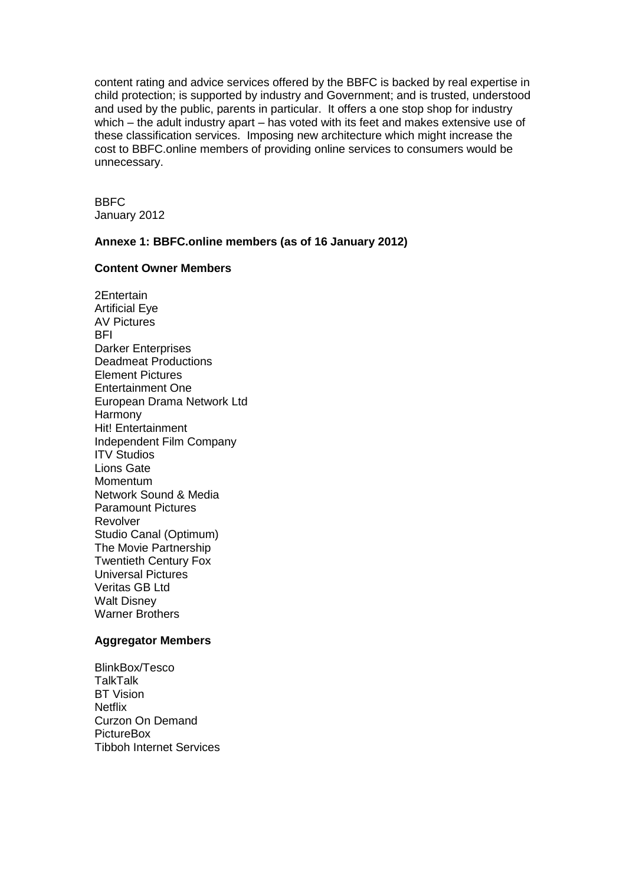content rating and advice services offered by the BBFC is backed by real expertise in child protection; is supported by industry and Government; and is trusted, understood and used by the public, parents in particular. It offers a one stop shop for industry which – the adult industry apart – has voted with its feet and makes extensive use of these classification services. Imposing new architecture which might increase the cost to BBFC.online members of providing online services to consumers would be unnecessary.

BBFC
January 2012

**Annexe 1: BBFC.online members (as of 16 January 2012)**

**Content Owner Members**

2Entertain
Artificial Eye
AV Pictures
BFI
Darker Enterprises
Deadmeat Productions
Element Pictures
Entertainment One
European Drama Network Ltd
Harmony
Hit! Entertainment
Independent Film Company
ITV Studios
Lions Gate
Momentum
Network Sound & Media
Paramount Pictures
Revolver
Studio Canal (Optimum)
The Movie Partnership
Twentieth Century Fox
Universal Pictures
Veritas GB Ltd
Walt Disney
Warner Brothers

**Aggregator Members**

BlinkBox/Tesco
TalkTalk
BT Vision
Netflix
Curzon On Demand
PictureBox
Tibboh Internet Services